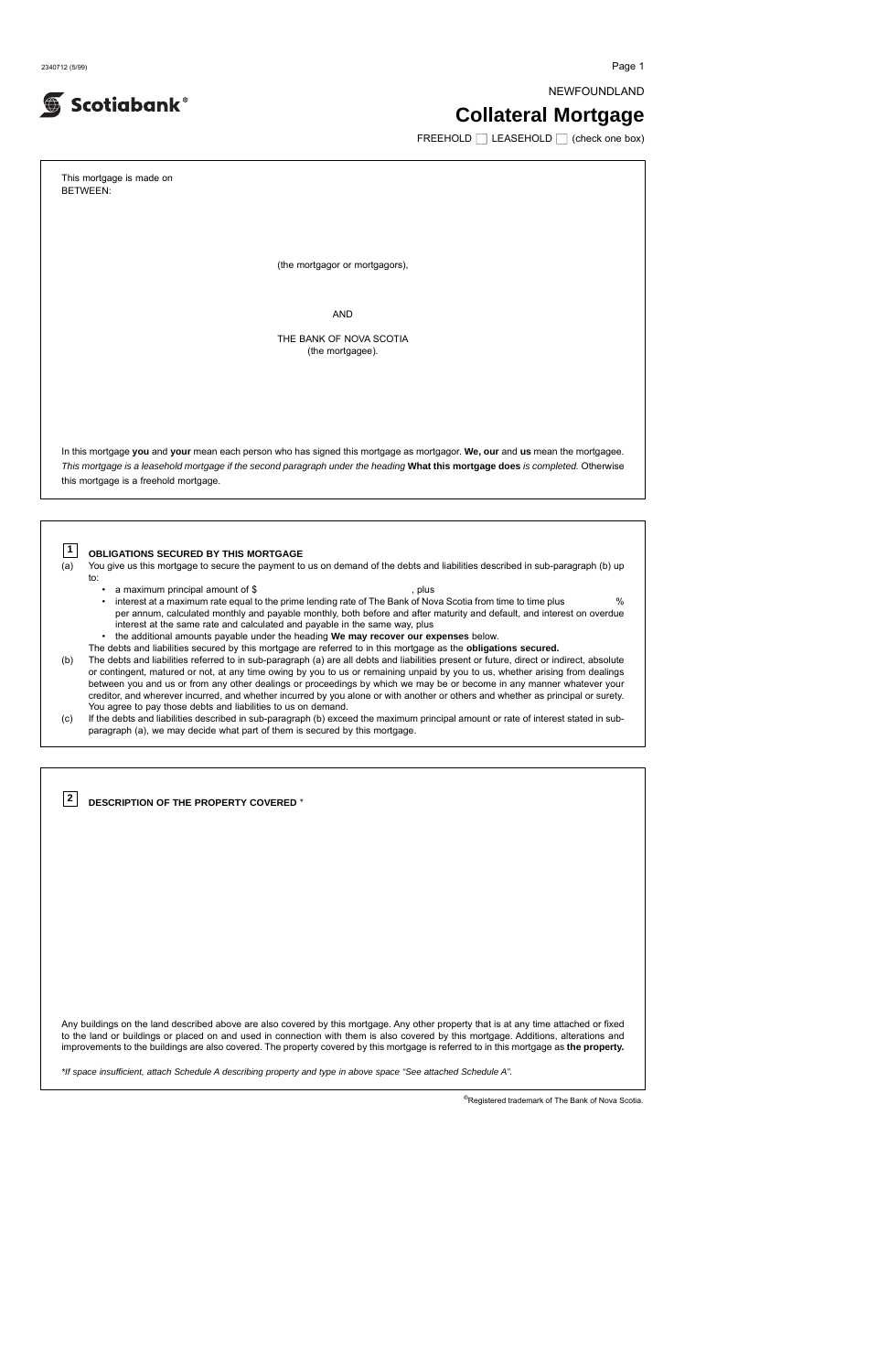2340712 (5/99)

Scotiabank®

NEWFOUNDLAND

# Collateral Mortgage

FREEHOLD ☐ LEASEHOLD ☐ (check one box)

This mortgage is made on
BETWEEN:

(the mortgagor or mortgagors),

AND

THE BANK OF NOVA SCOTIA
(the mortgagee).

In this mortgage **you** and **your** mean each person who has signed this mortgage as mortgagor. **We, our** and **us** mean the mortgagee. *This mortgage is a leasehold mortgage if the second paragraph under the heading* **What this mortgage does** *is completed.* Otherwise this mortgage is a freehold mortgage.

## 1 OBLIGATIONS SECURED BY THIS MORTGAGE

(a) You give us this mortgage to secure the payment to us on demand of the debts and liabilities described in sub-paragraph (b) up to:

- a maximum principal amount of $ , plus
- interest at a maximum rate equal to the prime lending rate of The Bank of Nova Scotia from time to time plus % per annum, calculated monthly and payable monthly, both before and after maturity and default, and interest on overdue interest at the same rate and calculated and payable in the same way, plus
- the additional amounts payable under the heading **We may recover our expenses** below.

The debts and liabilities secured by this mortgage are referred to in this mortgage as the **obligations secured.**

(b) The debts and liabilities referred to in sub-paragraph (a) are all debts and liabilities present or future, direct or indirect, absolute or contingent, matured or not, at any time owing by you to us or remaining unpaid by you to us, whether arising from dealings between you and us or from any other dealings or proceedings by which we may be or become in any manner whatever your creditor, and wherever incurred, and whether incurred by you alone or with another or others and whether as principal or surety. You agree to pay those debts and liabilities to us on demand.

(c) If the debts and liabilities described in sub-paragraph (b) exceed the maximum principal amount or rate of interest stated in sub-paragraph (a), we may decide what part of them is secured by this mortgage.

## 2 DESCRIPTION OF THE PROPERTY COVERED *

Any buildings on the land described above are also covered by this mortgage. Any other property that is at any time attached or fixed to the land or buildings or placed on and used in connection with them is also covered by this mortgage. Additions, alterations and improvements to the buildings are also covered. The property covered by this mortgage is referred to in this mortgage as **the property.**

*\*If space insufficient, attach Schedule A describing property and type in above space "See attached Schedule A".*

®Registered trademark of The Bank of Nova Scotia.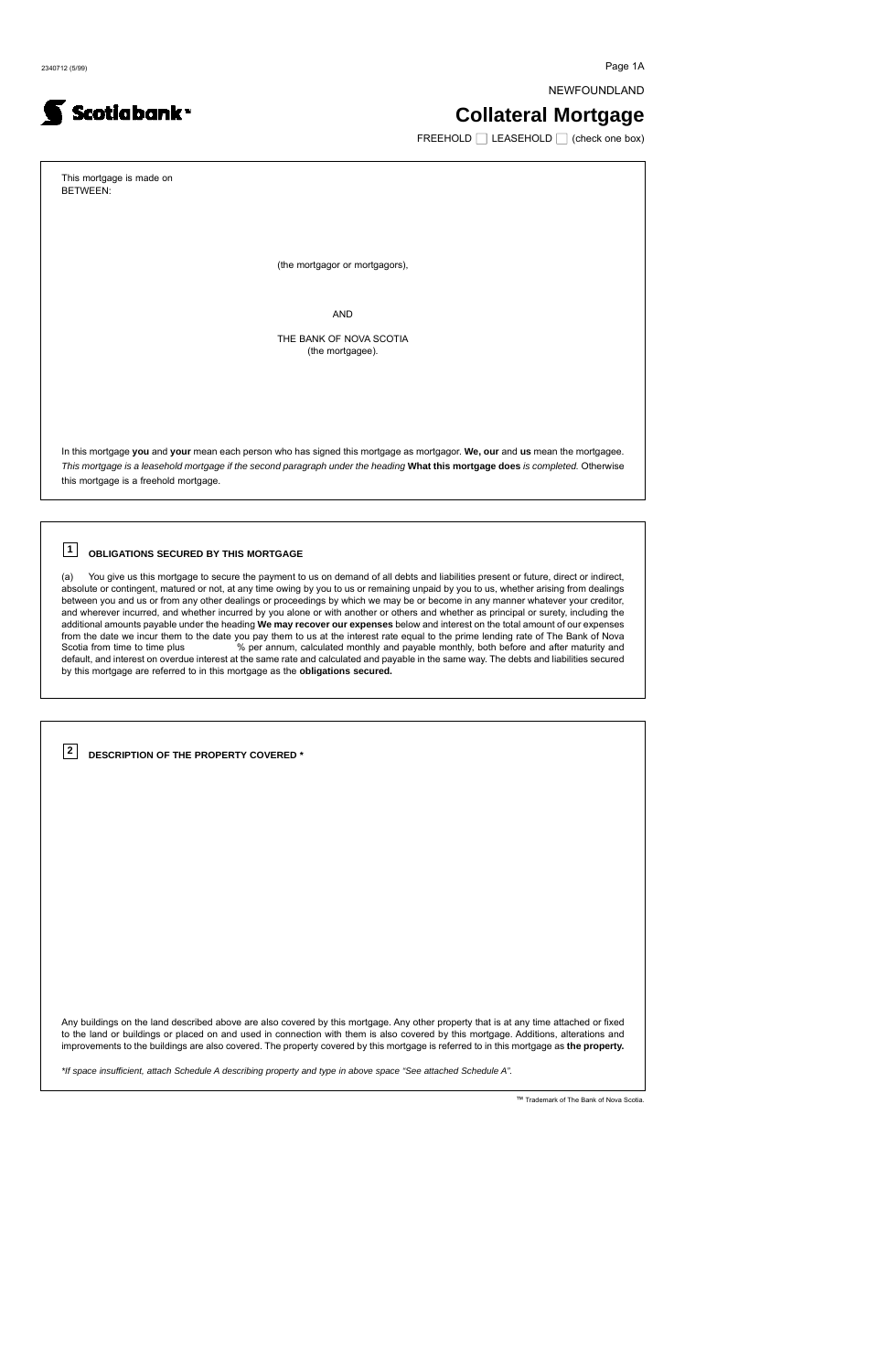2340712 (5/99)

NEWFOUNDLAND

# Collateral Mortgage

FREEHOLD ☐ LEASEHOLD ☐ (check one box)

This mortgage is made on
BETWEEN:

(the mortgagor or mortgagors),

AND

THE BANK OF NOVA SCOTIA
(the mortgagee).

In this mortgage **you** and **your** mean each person who has signed this mortgage as mortgagor. **We, our** and **us** mean the mortgagee. *This mortgage is a leasehold mortgage if the second paragraph under the heading* **What this mortgage does** *is completed.* Otherwise this mortgage is a freehold mortgage.

## 1 OBLIGATIONS SECURED BY THIS MORTGAGE

(a) You give us this mortgage to secure the payment to us on demand of all debts and liabilities present or future, direct or indirect, absolute or contingent, matured or not, at any time owing by you to us or remaining unpaid by you to us, whether arising from dealings between you and us or from any other dealings or proceedings by which we may be or become in any manner whatever your creditor, and wherever incurred, and whether incurred by you alone or with another or others and whether as principal or surety, including the additional amounts payable under the heading **We may recover our expenses** below and interest on the total amount of our expenses from the date we incur them to the date you pay them to us at the interest rate equal to the prime lending rate of The Bank of Nova Scotia from time to time plus % per annum, calculated monthly and payable monthly, both before and after maturity and default, and interest on overdue interest at the same rate and calculated and payable in the same way. The debts and liabilities secured by this mortgage are referred to in this mortgage as the **obligations secured.**

## 2 DESCRIPTION OF THE PROPERTY COVERED *

Any buildings on the land described above are also covered by this mortgage. Any other property that is at any time attached or fixed to the land or buildings or placed on and used in connection with them is also covered by this mortgage. Additions, alterations and improvements to the buildings are also covered. The property covered by this mortgage is referred to in this mortgage as **the property.**

*\*If space insufficient, attach Schedule A describing property and type in above space "See attached Schedule A".*

TM Trademark of The Bank of Nova Scotia.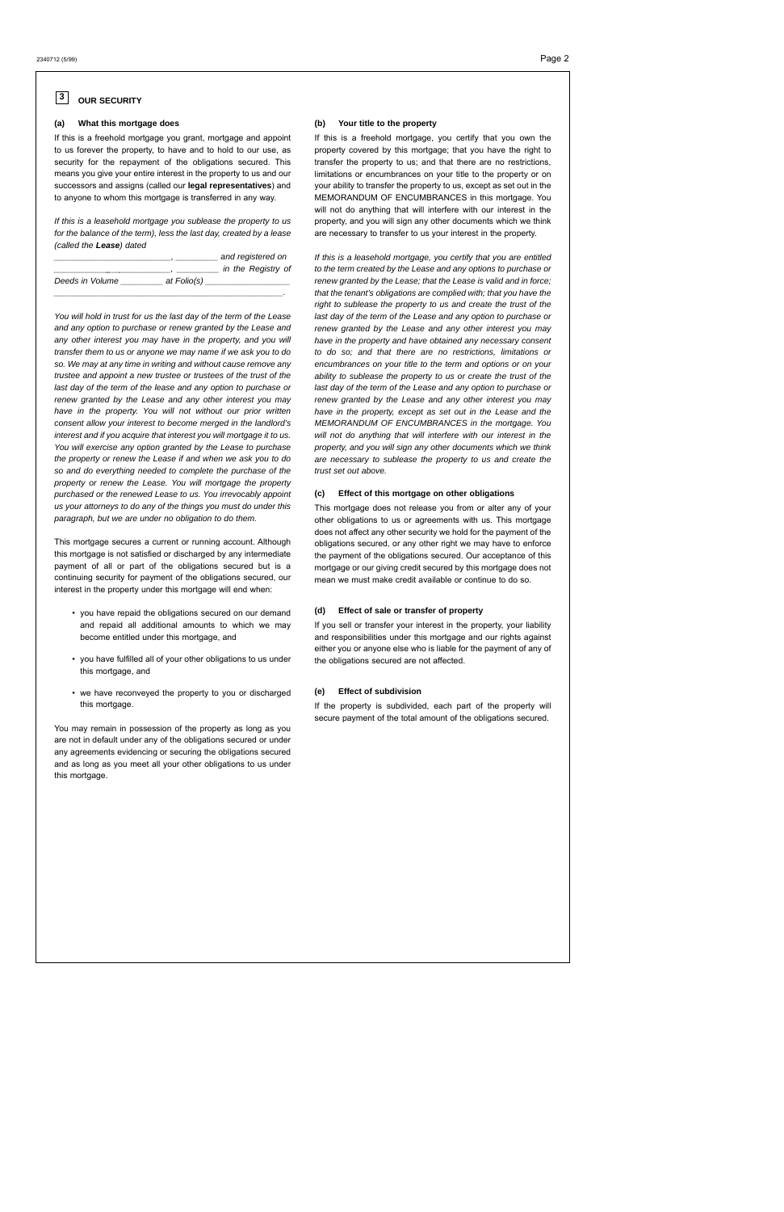## 3 OUR SECURITY

### (a) What this mortgage does

If this is a freehold mortgage you grant, mortgage and appoint to us forever the property, to have and to hold to our use, as security for the repayment of the obligations secured. This means you give your entire interest in the property to us and our successors and assigns (called our **legal representatives**) and to anyone to whom this mortgage is transferred in any way.

*If this is a leasehold mortgage you sublease the property to us for the balance of the term), less the last day, created by a lease (called the **Lease**) dated*

*________________________, _________ and registered on ________________________, _________ in the Registry of Deeds in Volume _________ at Folio(s) _________________ ________________________________________________.*

*You will hold in trust for us the last day of the term of the Lease and any option to purchase or renew granted by the Lease and any other interest you may have in the property, and you will transfer them to us or anyone we may name if we ask you to do so. We may at any time in writing and without cause remove any trustee and appoint a new trustee or trustees of the trust of the last day of the term of the lease and any option to purchase or renew granted by the Lease and any other interest you may have in the property. You will not without our prior written consent allow your interest to become merged in the landlord's interest and if you acquire that interest you will mortgage it to us. You will exercise any option granted by the Lease to purchase the property or renew the Lease if and when we ask you to do so and do everything needed to complete the purchase of the property or renew the Lease. You will mortgage the property purchased or the renewed Lease to us. You irrevocably appoint us your attorneys to do any of the things you must do under this paragraph, but we are under no obligation to do them.*

This mortgage secures a current or running account. Although this mortgage is not satisfied or discharged by any intermediate payment of all or part of the obligations secured but is a continuing security for payment of the obligations secured, our interest in the property under this mortgage will end when:

- you have repaid the obligations secured on our demand and repaid all additional amounts to which we may become entitled under this mortgage, and
- you have fulfilled all of your other obligations to us under this mortgage, and
- we have reconveyed the property to you or discharged this mortgage.

You may remain in possession of the property as long as you are not in default under any of the obligations secured or under any agreements evidencing or securing the obligations secured and as long as you meet all your other obligations to us under this mortgage.

### (b) Your title to the property

If this is a freehold mortgage, you certify that you own the property covered by this mortgage; that you have the right to transfer the property to us; and that there are no restrictions, limitations or encumbrances on your title to the property or on your ability to transfer the property to us, except as set out in the MEMORANDUM OF ENCUMBRANCES in this mortgage. You will not do anything that will interfere with our interest in the property, and you will sign any other documents which we think are necessary to transfer to us your interest in the property.

*If this is a leasehold mortgage, you certify that you are entitled to the term created by the Lease and any options to purchase or renew granted by the Lease; that the Lease is valid and in force; that the tenant's obligations are complied with; that you have the right to sublease the property to us and create the trust of the last day of the term of the Lease and any option to purchase or renew granted by the Lease and any other interest you may have in the property and have obtained any necessary consent to do so; and that there are no restrictions, limitations or encumbrances on your title to the term and options or on your ability to sublease the property to us or create the trust of the last day of the term of the Lease and any option to purchase or renew granted by the Lease and any other interest you may have in the property, except as set out in the Lease and the MEMORANDUM OF ENCUMBRANCES in the mortgage. You will not do anything that will interfere with our interest in the property, and you will sign any other documents which we think are necessary to sublease the property to us and create the trust set out above.*

### (c) Effect of this mortgage on other obligations

This mortgage does not release you from or alter any of your other obligations to us or agreements with us. This mortgage does not affect any other security we hold for the payment of the obligations secured, or any other right we may have to enforce the payment of the obligations secured. Our acceptance of this mortgage or our giving credit secured by this mortgage does not mean we must make credit available or continue to do so.

### (d) Effect of sale or transfer of property

If you sell or transfer your interest in the property, your liability and responsibilities under this mortgage and our rights against either you or anyone else who is liable for the payment of any of the obligations secured are not affected.

### (e) Effect of subdivision

If the property is subdivided, each part of the property will secure payment of the total amount of the obligations secured.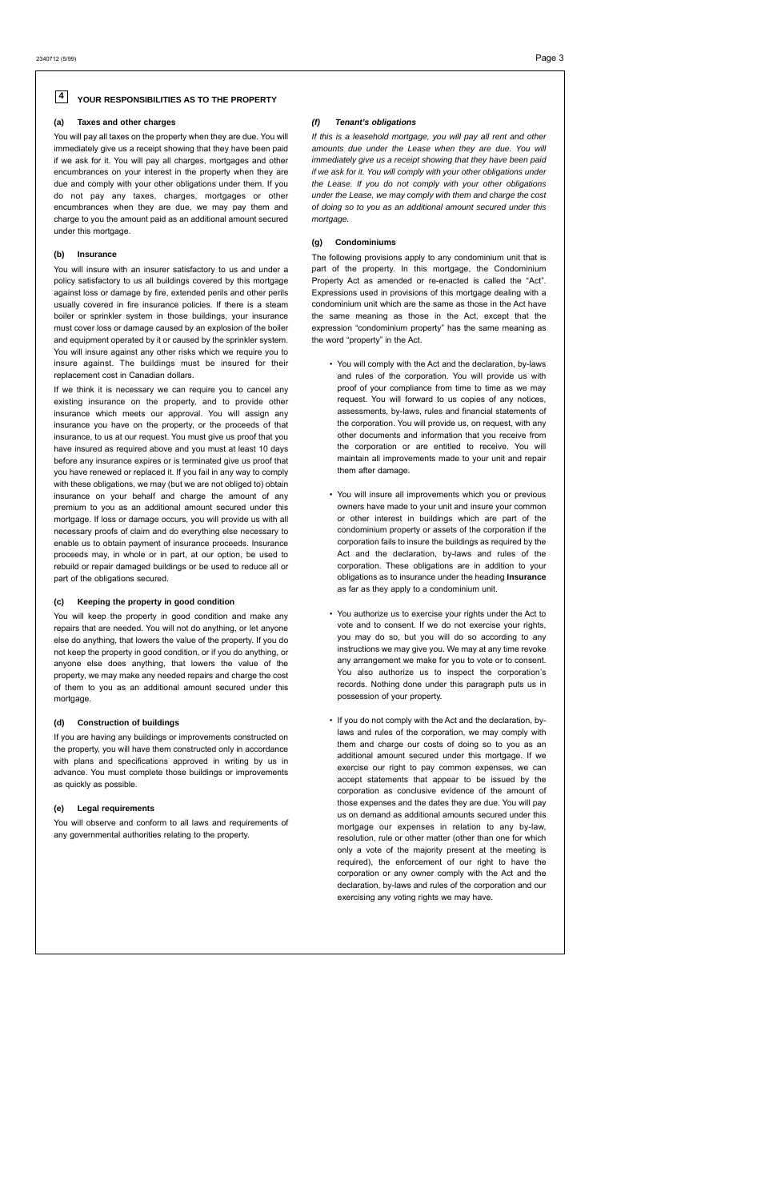## 4 YOUR RESPONSIBILITIES AS TO THE PROPERTY

### (a) Taxes and other charges

You will pay all taxes on the property when they are due. You will immediately give us a receipt showing that they have been paid if we ask for it. You will pay all charges, mortgages and other encumbrances on your interest in the property when they are due and comply with your other obligations under them. If you do not pay any taxes, charges, mortgages or other encumbrances when they are due, we may pay them and charge to you the amount paid as an additional amount secured under this mortgage.

### (b) Insurance

You will insure with an insurer satisfactory to us and under a policy satisfactory to us all buildings covered by this mortgage against loss or damage by fire, extended perils and other perils usually covered in fire insurance policies. If there is a steam boiler or sprinkler system in those buildings, your insurance must cover loss or damage caused by an explosion of the boiler and equipment operated by it or caused by the sprinkler system. You will insure against any other risks which we require you to insure against. The buildings must be insured for their replacement cost in Canadian dollars.

If we think it is necessary we can require you to cancel any existing insurance on the property, and to provide other insurance which meets our approval. You will assign any insurance you have on the property, or the proceeds of that insurance, to us at our request. You must give us proof that you have insured as required above and you must at least 10 days before any insurance expires or is terminated give us proof that you have renewed or replaced it. If you fail in any way to comply with these obligations, we may (but we are not obliged to) obtain insurance on your behalf and charge the amount of any premium to you as an additional amount secured under this mortgage. If loss or damage occurs, you will provide us with all necessary proofs of claim and do everything else necessary to enable us to obtain payment of insurance proceeds. Insurance proceeds may, in whole or in part, at our option, be used to rebuild or repair damaged buildings or be used to reduce all or part of the obligations secured.

### (c) Keeping the property in good condition

You will keep the property in good condition and make any repairs that are needed. You will not do anything, or let anyone else do anything, that lowers the value of the property. If you do not keep the property in good condition, or if you do anything, or anyone else does anything, that lowers the value of the property, we may make any needed repairs and charge the cost of them to you as an additional amount secured under this mortgage.

### (d) Construction of buildings

If you are having any buildings or improvements constructed on the property, you will have them constructed only in accordance with plans and specifications approved in writing by us in advance. You must complete those buildings or improvements as quickly as possible.

### (e) Legal requirements

You will observe and conform to all laws and requirements of any governmental authorities relating to the property.

### *(f) Tenant's obligations*

*If this is a leasehold mortgage, you will pay all rent and other amounts due under the Lease when they are due. You will immediately give us a receipt showing that they have been paid if we ask for it. You will comply with your other obligations under the Lease. If you do not comply with your other obligations under the Lease, we may comply with them and charge the cost of doing so to you as an additional amount secured under this mortgage.*

### (g) Condominiums

The following provisions apply to any condominium unit that is part of the property. In this mortgage, the Condominium Property Act as amended or re-enacted is called the "Act". Expressions used in provisions of this mortgage dealing with a condominium unit which are the same as those in the Act have the same meaning as those in the Act, except that the expression "condominium property" has the same meaning as the word "property" in the Act.

- You will comply with the Act and the declaration, by-laws and rules of the corporation. You will provide us with proof of your compliance from time to time as we may request. You will forward to us copies of any notices, assessments, by-laws, rules and financial statements of the corporation. You will provide us, on request, with any other documents and information that you receive from the corporation or are entitled to receive. You will maintain all improvements made to your unit and repair them after damage.

- You will insure all improvements which you or previous owners have made to your unit and insure your common or other interest in buildings which are part of the condominium property or assets of the corporation if the corporation fails to insure the buildings as required by the Act and the declaration, by-laws and rules of the corporation. These obligations are in addition to your obligations as to insurance under the heading **Insurance** as far as they apply to a condominium unit.

- You authorize us to exercise your rights under the Act to vote and to consent. If we do not exercise your rights, you may do so, but you will do so according to any instructions we may give you. We may at any time revoke any arrangement we make for you to vote or to consent. You also authorize us to inspect the corporation's records. Nothing done under this paragraph puts us in possession of your property.

- If you do not comply with the Act and the declaration, by-laws and rules of the corporation, we may comply with them and charge our costs of doing so to you as an additional amount secured under this mortgage. If we exercise our right to pay common expenses, we can accept statements that appear to be issued by the corporation as conclusive evidence of the amount of those expenses and the dates they are due. You will pay us on demand as additional amounts secured under this mortgage our expenses in relation to any by-law, resolution, rule or other matter (other than one for which only a vote of the majority present at the meeting is required), the enforcement of our right to have the corporation or any owner comply with the Act and the declaration, by-laws and rules of the corporation and our exercising any voting rights we may have.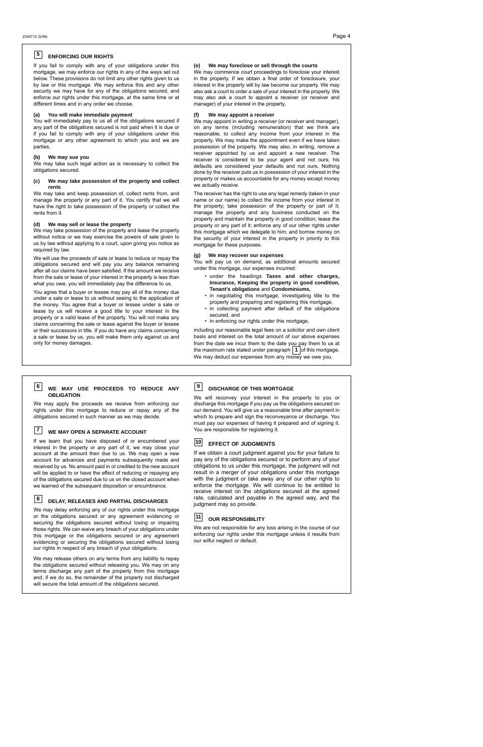## 5 ENFORCING OUR RIGHTS

If you fail to comply with any of your obligations under this mortgage, we may enforce our rights in any of the ways set out below. These provisions do not limit any other rights given to us by law or this mortgage. We may enforce this and any other security we may have for any of the obligations secured, and enforce our rights under this mortgage, at the same time or at different times and in any order we choose.

### (a) You will make immediate payment

You will immediately pay to us all of the obligations secured if any part of the obligations secured is not paid when it is due or if you fail to comply with any of your obligations under this mortgage or any other agreement to which you and we are parties.

### (b) We may sue you

We may take such legal action as is necessary to collect the obligations secured.

### (c) We may take possession of the property and collect rents

We may take and keep possession of, collect rents from, and manage the property or any part of it. You certify that we will have the right to take possession of the property or collect the rents from it.

### (d) We may sell or lease the property

We may take possession of the property and lease the property without notice or we may exercise the powers of sale given to us by law without applying to a court, upon giving you notice as required by law.

We will use the proceeds of sale or lease to reduce or repay the obligations secured and will pay you any balance remaining after all our claims have been satisfied. If the amount we receive from the sale or lease of your interest in the property is less than what you owe, you will immediately pay the difference to us.

You agree that a buyer or lessee may pay all of the money due under a sale or lease to us without seeing to the application of the money. You agree that a buyer or lessee under a sale or lease by us will receive a good title to your interest in the property or a valid lease of the property. You will not make any claims concerning the sale or lease against the buyer or lessee or their successors in title. If you do have any claims concerning a sale or lease by us, you will make them only against us and only for money damages.

### (e) We may foreclose or sell through the courts

We may commence court proceedings to foreclose your interest in the property. If we obtain a final order of foreclosure, your interest in the property will by law become our property. We may also ask a court to order a sale of your interest in the property. We may also ask a court to appoint a receiver (or receiver and manager) of your interest in the property.

### (f) We may appoint a receiver

We may appoint in writing a receiver (or receiver and manager), on any terms (including remuneration) that we think are reasonable, to collect any income from your interest in the property. We may make the appointment even if we have taken possession of the property. We may also, in writing, remove a receiver appointed by us and appoint a new receiver. The receiver is considered to be your agent and not ours; his defaults are considered your defaults and not ours. Nothing done by the receiver puts us in possession of your interest in the property or makes us accountable for any money except money we actually receive.

The receiver has the right to use any legal remedy (taken in your name or our name) to collect the income from your interest in the property; take possession of the property or part of it; manage the property and any business conducted on the property and maintain the property in good condition; lease the property or any part of it; enforce any of our other rights under this mortgage which we delegate to him; and borrow money on the security of your interest in the property in priority to this mortgage for these purposes.

### (g) We may recover our expenses

You will pay us on demand, as additional amounts secured under this mortgage, our expenses incurred:

- under the headings **Taxes and other charges, Insurance, Keeping the property in good condition, Tenant's obligations** and **Condominiums,**
- in negotiating this mortgage, investigating title to the property and preparing and registering this mortgage,
- in collecting payment after default of the obligations secured, and
- in enforcing our rights under this mortgage,

including our reasonable legal fees on a solicitor and own client basis and interest on the total amount of our above expenses from the date we incur them to the date you pay them to us at the maximum rate stated under paragraph **1** of this mortgage. We may deduct our expenses from any money we owe you.

## 6 WE MAY USE PROCEEDS TO REDUCE ANY OBLIGATION

We may apply the proceeds we receive from enforcing our rights under this mortgage to reduce or repay any of the obligations secured in such manner as we may decide.

## 7 WE MAY OPEN A SEPARATE ACCOUNT

If we learn that you have disposed of or encumbered your interest in the property or any part of it, we may close your account at the amount then due to us. We may open a new account for advances and payments subsequently made and received by us. No amount paid in or credited to the new account will be applied to or have the effect of reducing or repaying any of the obligations secured due to us on the closed account when we learned of the subsequent disposition or encumbrance.

## 8 DELAY, RELEASES AND PARTIAL DISCHARGES

We may delay enforcing any of our rights under this mortgage or the obligations secured or any agreement evidencing or securing the obligations secured without losing or impairing those rights. We can waive any breach of your obligations under this mortgage or the obligations secured or any agreement evidencing or securing the obligations secured without losing our rights in respect of any breach of your obligations.

We may release others on any terms from any liability to repay the obligations secured without releasing you. We may on any terms discharge any part of the property from this mortgage and, if we do so, the remainder of the property not discharged will secure the total amount of the obligations secured.

## 9 DISCHARGE OF THIS MORTGAGE

We will reconvey your interest in the property to you or discharge this mortgage if you pay us the obligations secured on our demand. You will give us a reasonable time after payment in which to prepare and sign the reconveyance or discharge. You must pay our expenses of having it prepared and of signing it. You are responsible for registering it.

## 10 EFFECT OF JUDGMENTS

If we obtain a court judgment against you for your failure to pay any of the obligations secured or to perform any of your obligations to us under this mortgage, the judgment will not result in a merger of your obligations under this mortgage with the judgment or take away any of our other rights to enforce the mortgage. We will continue to be entitled to receive interest on the obligations secured at the agreed rate, calculated and payable in the agreed way, and the judgment may so provide.

## 11 OUR RESPONSIBILITY

We are not responsible for any loss arising in the course of our enforcing our rights under this mortgage unless it results from our wilful neglect or default.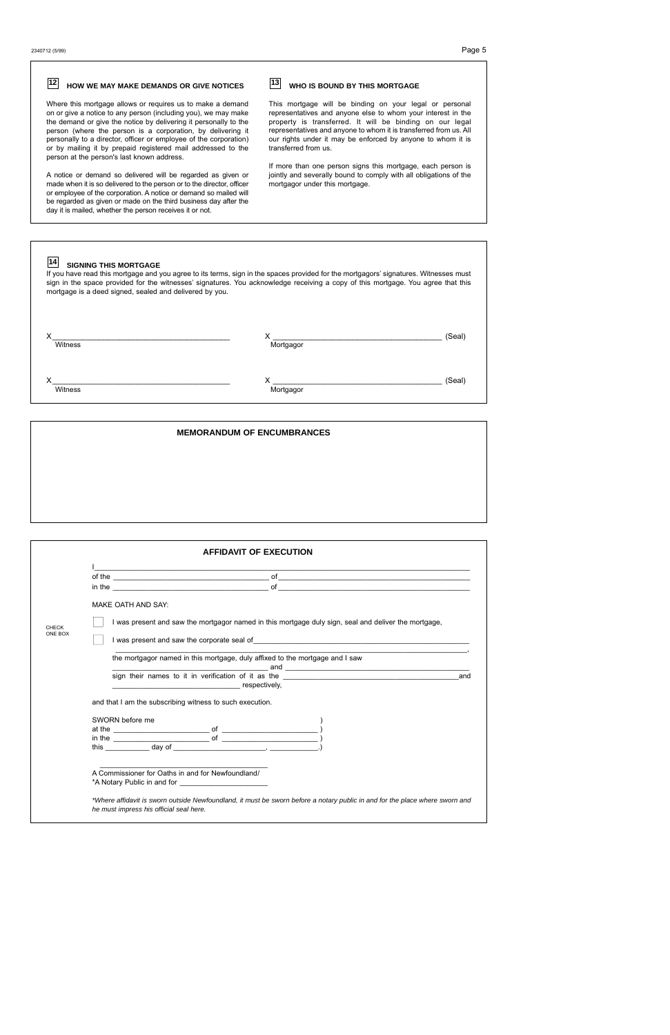## 12 HOW WE MAY MAKE DEMANDS OR GIVE NOTICES

Where this mortgage allows or requires us to make a demand on or give a notice to any person (including you), we may make the demand or give the notice by delivering it personally to the person (where the person is a corporation, by delivering it personally to a director, officer or employee of the corporation) or by mailing it by prepaid registered mail addressed to the person at the person's last known address.

A notice or demand so delivered will be regarded as given or made when it is so delivered to the person or to the director, officer or employee of the corporation. A notice or demand so mailed will be regarded as given or made on the third business day after the day it is mailed, whether the person receives it or not.

## 13 WHO IS BOUND BY THIS MORTGAGE

This mortgage will be binding on your legal or personal representatives and anyone else to whom your interest in the property is transferred. It will be binding on our legal representatives and anyone to whom it is transferred from us. All our rights under it may be enforced by anyone to whom it is transferred from us.

If more than one person signs this mortgage, each person is jointly and severally bound to comply with all obligations of the mortgagor under this mortgage.

## 14 SIGNING THIS MORTGAGE

If you have read this mortgage and you agree to its terms, sign in the spaces provided for the mortgagors' signatures. Witnesses must sign in the space provided for the witnesses' signatures. You acknowledge receiving a copy of this mortgage. You agree that this mortgage is a deed signed, sealed and delivered by you.

X__________________________________________ X__________________________________________ (Seal)
Witness Mortgagor

X__________________________________________ X__________________________________________ (Seal)
Witness Mortgagor

## MEMORANDUM OF ENCUMBRANCES

## AFFIDAVIT OF EXECUTION

I_______________________________________________________________________________________
of the ______________________________________ of ______________________________________
in the ______________________________________ of ______________________________________

MAKE OATH AND SAY:

CHECK ONE BOX

☐ I was present and saw the mortgagor named in this mortgage duly sign, seal and deliver the mortgage,

☐ I was present and saw the corporate seal of________________________________________________
_______________________________________________________________________________________,
the mortgagor named in this mortgage, duly affixed to the mortgage and I saw
______________________________ and ______________________________
sign their names to it in verification of it as the ______________________________ and
______________________________ respectively,

and that I am the subscribing witness to such execution.

SWORN before me )
at the ______________________ of ______________________ )
in the ______________________ of ______________________ )
this __________ day of ______________________, __________.)

______________________________________
A Commissioner for Oaths in and for Newfoundland/
*A Notary Public in and for ______________________

*Where affidavit is sworn outside Newfoundland, it must be sworn before a notary public in and for the place where sworn and he must impress his official seal here.*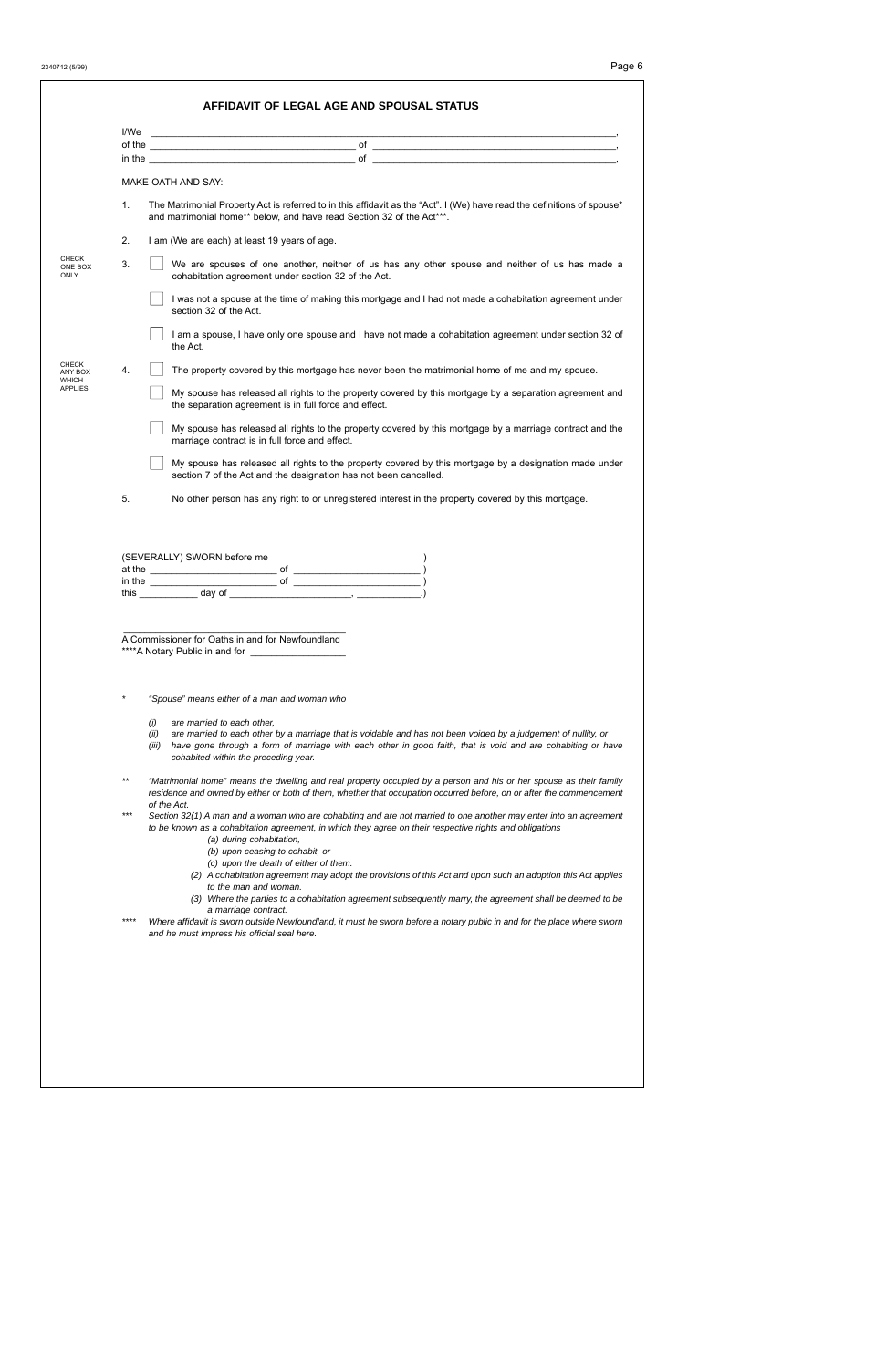# AFFIDAVIT OF LEGAL AGE AND SPOUSAL STATUS

I/We ________________________________________________________________________________,
of the ______________________________________ of ____________________________________________,
in the ______________________________________ of ____________________________________________,

MAKE OATH AND SAY:

1. The Matrimonial Property Act is referred to in this affidavit as the "Act". I (We) have read the definitions of spouse* and matrimonial home** below, and have read Section 32 of the Act***.

2. I am (We are each) at least 19 years of age.

CHECK ONE BOX ONLY

3. ☐ We are spouses of one another, neither of us has any other spouse and neither of us has made a cohabitation agreement under section 32 of the Act.

   ☐ I was not a spouse at the time of making this mortgage and I had not made a cohabitation agreement under section 32 of the Act.

   ☐ I am a spouse, I have only one spouse and I have not made a cohabitation agreement under section 32 of the Act.

CHECK ANY BOX WHICH APPLIES

4. ☐ The property covered by this mortgage has never been the matrimonial home of me and my spouse.

   ☐ My spouse has released all rights to the property covered by this mortgage by a separation agreement and the separation agreement is in full force and effect.

   ☐ My spouse has released all rights to the property covered by this mortgage by a marriage contract and the marriage contract is in full force and effect.

   ☐ My spouse has released all rights to the property covered by this mortgage by a designation made under section 7 of the Act and the designation has not been cancelled.

5. No other person has any right to or unregistered interest in the property covered by this mortgage.

(SEVERALLY) SWORN before me )
at the ______________________ of ______________________ )
in the ______________________ of ______________________ )
this __________ day of ______________________, ___________.)

_________________________________________
A Commissioner for Oaths in and for Newfoundland
****A Notary Public in and for ________________

\* *"Spouse" means either of a man and woman who*

*(i) are married to each other,*
*(ii) are married to each other by a marriage that is voidable and has not been voided by a judgement of nullity, or*
*(iii) have gone through a form of marriage with each other in good faith, that is void and are cohabiting or have cohabited within the preceding year.*

\*\* *"Matrimonial home" means the dwelling and real property occupied by a person and his or her spouse as their family residence and owned by either or both of them, whether that occupation occurred before, on or after the commencement of the Act.*

\*\*\* *Section 32(1) A man and a woman who are cohabiting and are not married to one another may enter into an agreement to be known as a cohabitation agreement, in which they agree on their respective rights and obligations*
*(a) during cohabitation,*
*(b) upon ceasing to cohabit, or*
*(c) upon the death of either of them.*
*(2) A cohabitation agreement may adopt the provisions of this Act and upon such an adoption this Act applies to the man and woman.*
*(3) Where the parties to a cohabitation agreement subsequently marry, the agreement shall be deemed to be a marriage contract.*

\*\*\*\* *Where affidavit is sworn outside Newfoundland, it must he sworn before a notary public in and for the place where sworn and he must impress his official seal here.*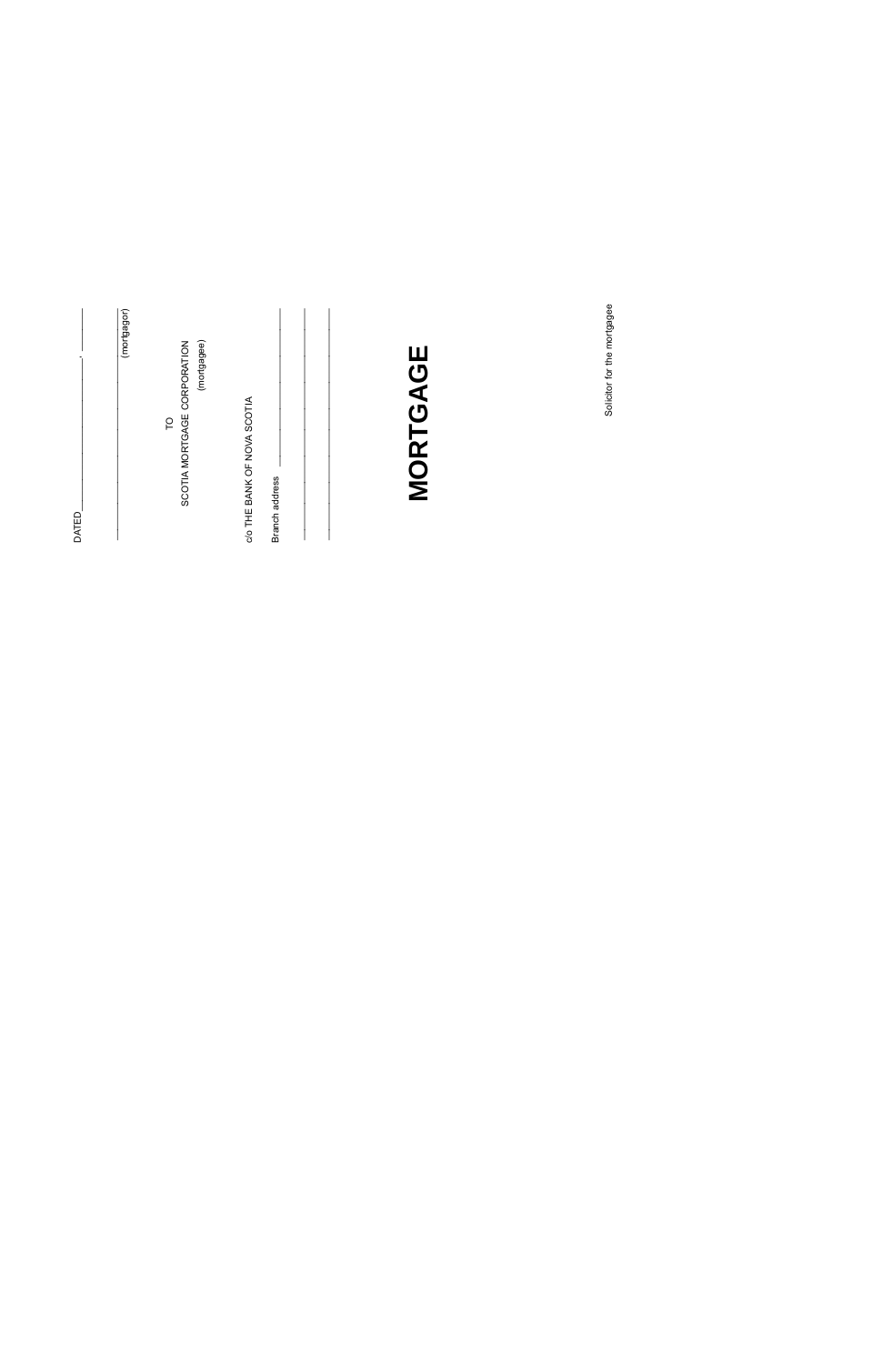DATED________________, ____

______________________________
(mortgagor)

TO

SCOTIA MORTGAGE CORPORATION
(mortgagee)

c/o THE BANK OF NOVA SCOTIA

Branch address ______________________________

______________________________

______________________________

# MORTGAGE

Solicitor for the mortgagee